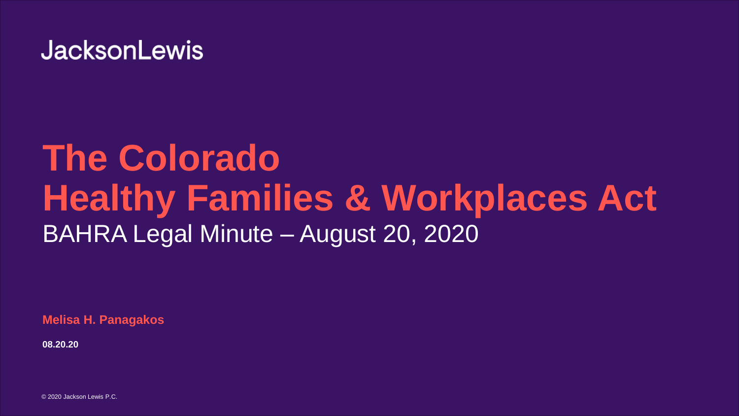JacksonLewis

# The Colorado Healthy Families & Workplaces Act

BAHRA Legal Minute – August 20, 2020

**Melisa H. Panagakos**

**08.20.20**

© 2020 Jackson Lewis P.C.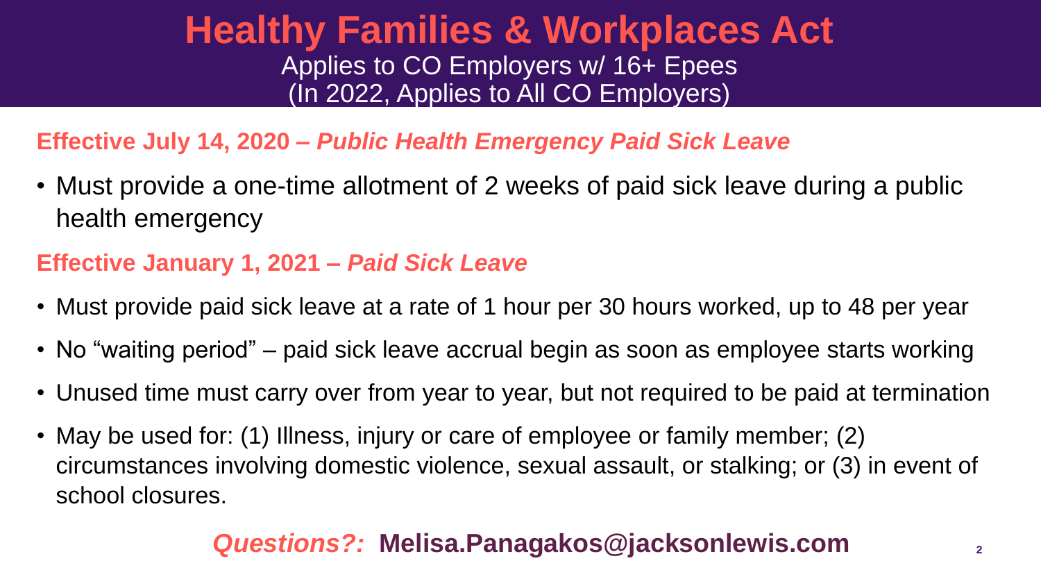# Healthy Families & Workplaces Act

Applies to CO Employers w/ 16+ Epees
(In 2022, Applies to All CO Employers)

**Effective July 14, 2020 – *Public Health Emergency Paid Sick Leave***

- Must provide a one-time allotment of 2 weeks of paid sick leave during a public health emergency

**Effective January 1, 2021 – *Paid Sick Leave***

- Must provide paid sick leave at a rate of 1 hour per 30 hours worked, up to 48 per year
- No "waiting period" – paid sick leave accrual begin as soon as employee starts working
- Unused time must carry over from year to year, but not required to be paid at termination
- May be used for: (1) Illness, injury or care of employee or family member; (2) circumstances involving domestic violence, sexual assault, or stalking; or (3) in event of school closures.

***Questions?:*** **Melisa.Panagakos@jacksonlewis.com**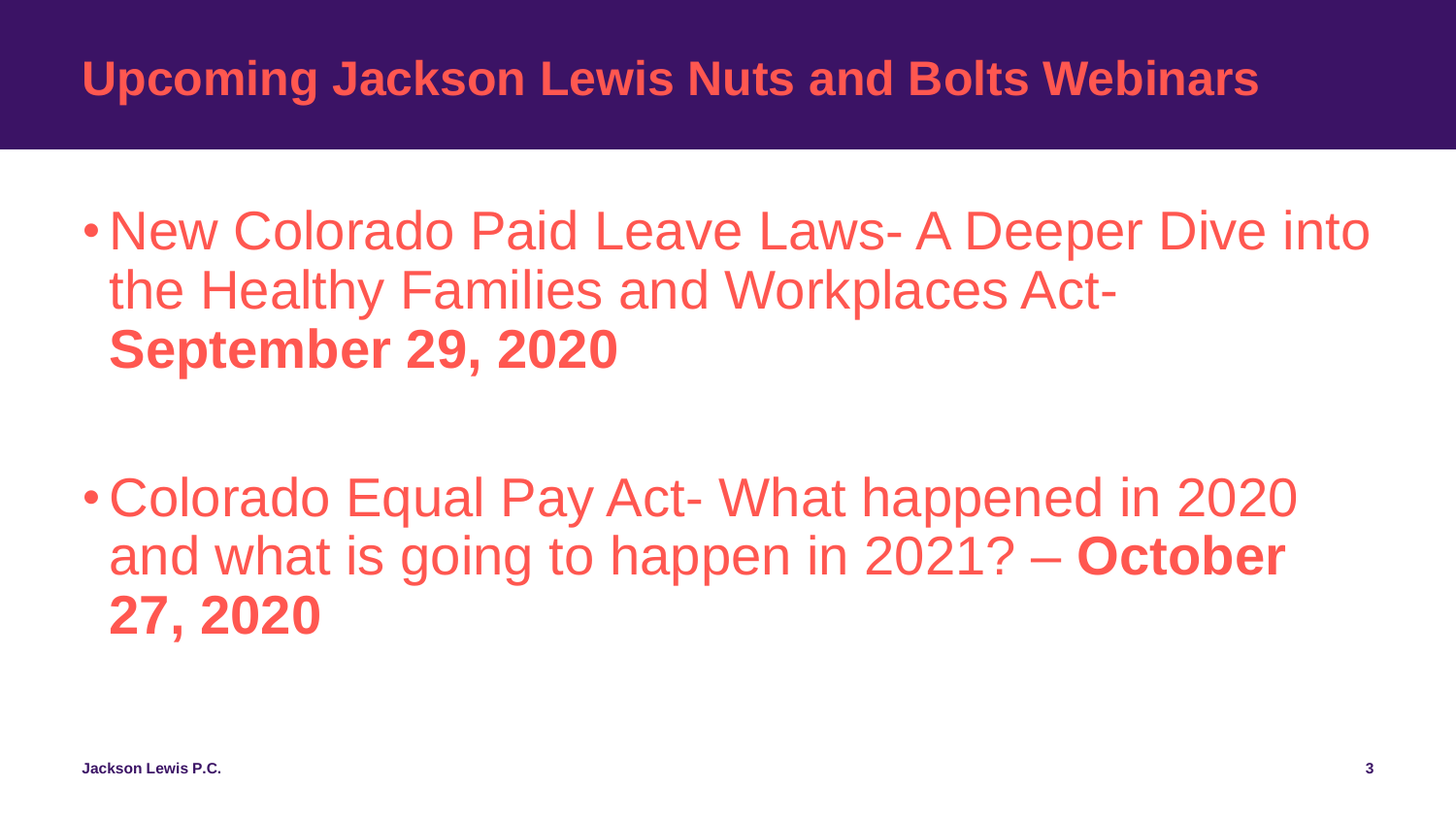# Upcoming Jackson Lewis Nuts and Bolts Webinars

- New Colorado Paid Leave Laws- A Deeper Dive into the Healthy Families and Workplaces Act- **September 29, 2020**

- Colorado Equal Pay Act- What happened in 2020 and what is going to happen in 2021? – **October 27, 2020**